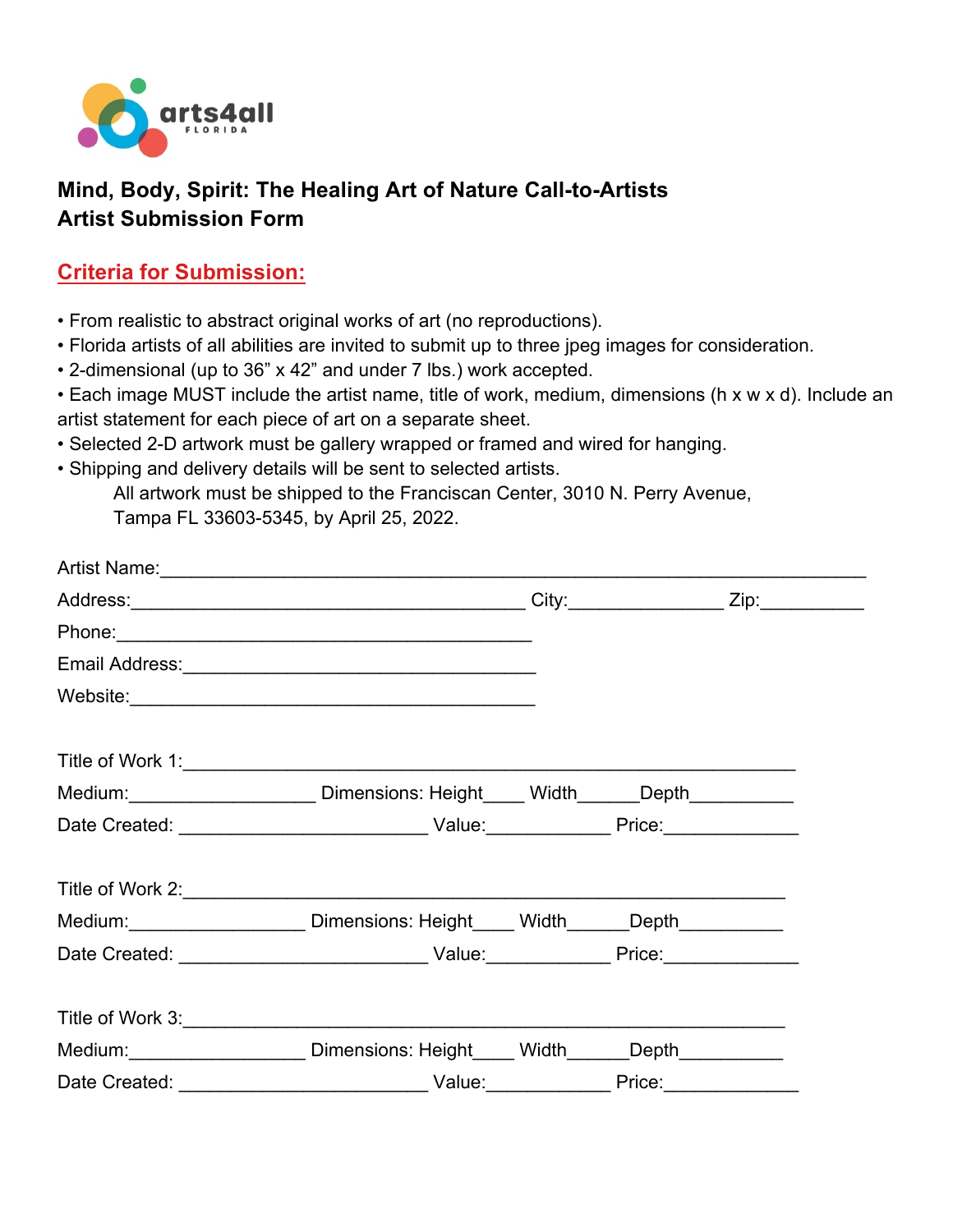arts4all FLORIDA

**Mind, Body, Spirit: The Healing Art of Nature Call-to-Artists**
**Artist Submission Form**

## Criteria for Submission:

- From realistic to abstract original works of art (no reproductions).
- Florida artists of all abilities are invited to submit up to three jpeg images for consideration.
- 2-dimensional (up to 36" x 42" and under 7 lbs.) work accepted.
- Each image MUST include the artist name, title of work, medium, dimensions (h x w x d). Include an artist statement for each piece of art on a separate sheet.
- Selected 2-D artwork must be gallery wrapped or framed and wired for hanging.
- Shipping and delivery details will be sent to selected artists.

  All artwork must be shipped to the Franciscan Center, 3010 N. Perry Avenue, Tampa FL 33603-5345, by April 25, 2022.

Artist Name:_______________________________________________________________

Address:_______________________________________ City:_______________ Zip:__________

Phone:_________________________________________

Email Address:__________________________________

Website:_______________________________________

Title of Work 1:____________________________________________________________

Medium:__________________ Dimensions: Height____ Width______Depth__________

Date Created: ________________________ Value:____________ Price:_____________

Title of Work 2:____________________________________________________________

Medium:_________________ Dimensions: Height____ Width______Depth__________

Date Created: ________________________ Value:____________ Price:_____________

Title of Work 3:____________________________________________________________

Medium:_________________ Dimensions: Height____ Width______Depth__________

Date Created: ________________________ Value:____________ Price:_____________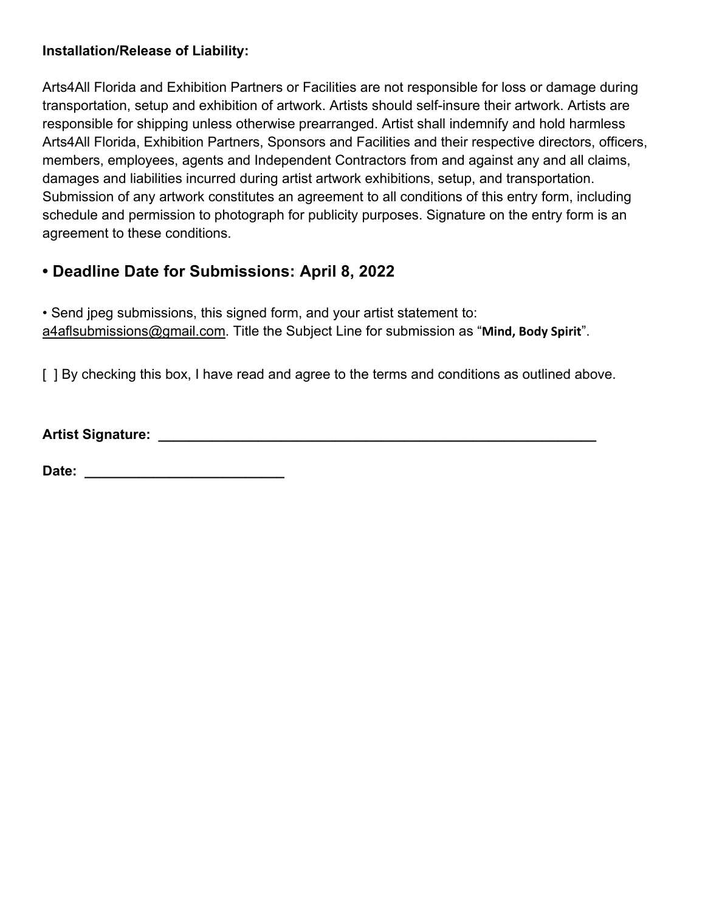**Installation/Release of Liability:**

Arts4All Florida and Exhibition Partners or Facilities are not responsible for loss or damage during transportation, setup and exhibition of artwork. Artists should self-insure their artwork. Artists are responsible for shipping unless otherwise prearranged. Artist shall indemnify and hold harmless Arts4All Florida, Exhibition Partners, Sponsors and Facilities and their respective directors, officers, members, employees, agents and Independent Contractors from and against any and all claims, damages and liabilities incurred during artist artwork exhibitions, setup, and transportation. Submission of any artwork constitutes an agreement to all conditions of this entry form, including schedule and permission to photograph for publicity purposes. Signature on the entry form is an agreement to these conditions.

## • Deadline Date for Submissions: April 8, 2022

• Send jpeg submissions, this signed form, and your artist statement to: a4aflsubmissions@gmail.com. Title the Subject Line for submission as "**Mind, Body Spirit**".

[ ] By checking this box, I have read and agree to the terms and conditions as outlined above.

**Artist Signature:** ____________________________________________________________

**Date:** ___________________________